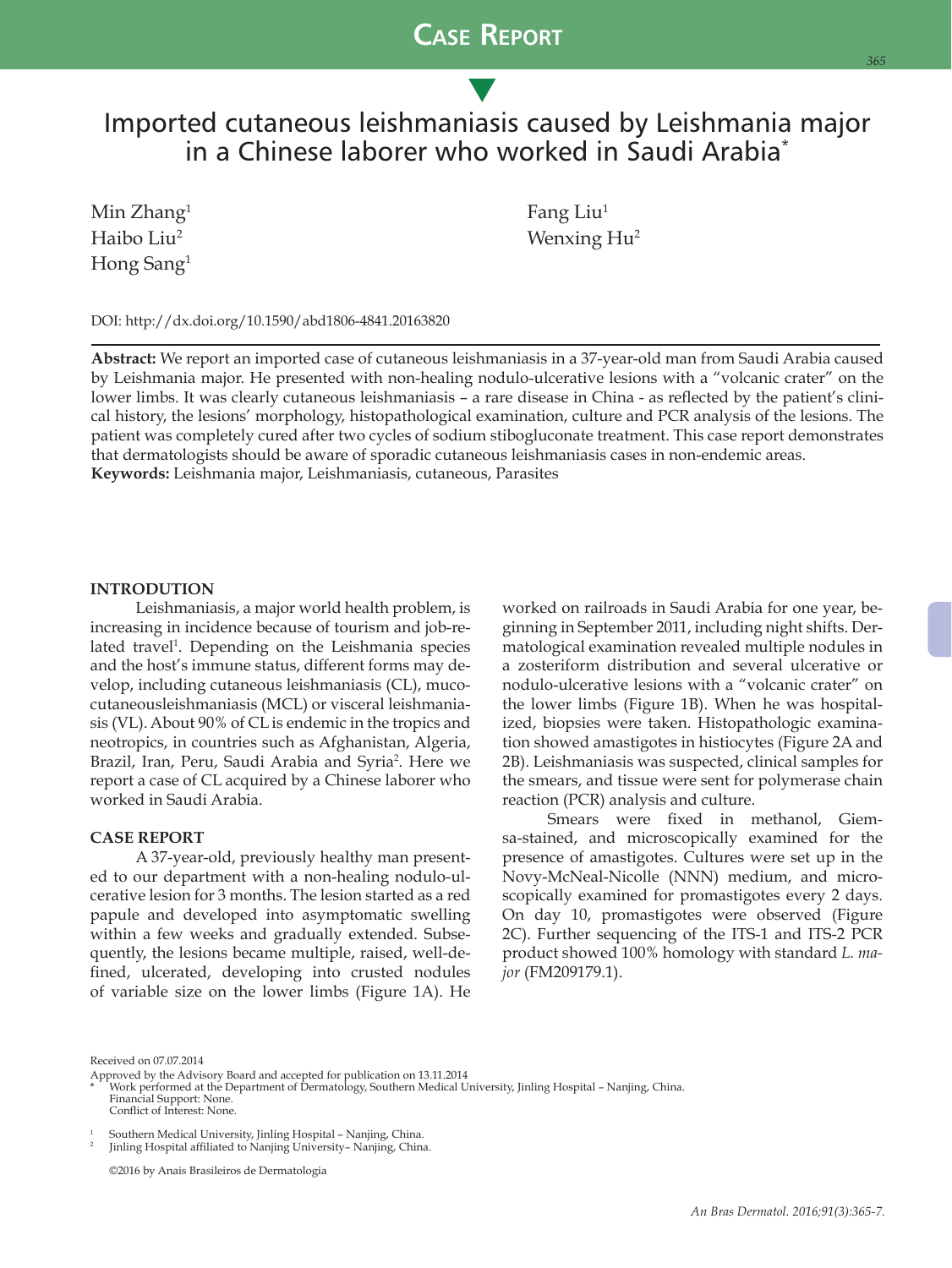# Imported cutaneous leishmaniasis caused by Leishmania major in a Chinese laborer who worked in Saudi Arabia*

Min Zhang[1]
Haibo Liu[2]
Hong Sang[1]
Fang Liu[1]
Wenxing Hu[2]

DOI: http://dx.doi.org/10.1590/abd1806-4841.20163820

**Abstract:** We report an imported case of cutaneous leishmaniasis in a 37-year-old man from Saudi Arabia caused by Leishmania major. He presented with non-healing nodulo-ulcerative lesions with a "volcanic crater" on the lower limbs. It was clearly cutaneous leishmaniasis – a rare disease in China - as reflected by the patient's clinical history, the lesions' morphology, histopathological examination, culture and PCR analysis of the lesions. The patient was completely cured after two cycles of sodium stibogluconate treatment. This case report demonstrates that dermatologists should be aware of sporadic cutaneous leishmaniasis cases in non-endemic areas.
**Keywords:** Leishmania major, Leishmaniasis, cutaneous, Parasites

## INTRODUTION

Leishmaniasis, a major world health problem, is increasing in incidence because of tourism and job-related travel[1]. Depending on the Leishmania species and the host's immune status, different forms may develop, including cutaneous leishmaniasis (CL), mucocutaneousleishmaniasis (MCL) or visceral leishmaniasis (VL). About 90% of CL is endemic in the tropics and neotropics, in countries such as Afghanistan, Algeria, Brazil, Iran, Peru, Saudi Arabia and Syria[2]. Here we report a case of CL acquired by a Chinese laborer who worked in Saudi Arabia.

## CASE REPORT

A 37-year-old, previously healthy man presented to our department with a non-healing nodulo-ulcerative lesion for 3 months. The lesion started as a red papule and developed into asymptomatic swelling within a few weeks and gradually extended. Subsequently, the lesions became multiple, raised, well-defined, ulcerated, developing into crusted nodules of variable size on the lower limbs (Figure 1A). He worked on railroads in Saudi Arabia for one year, beginning in September 2011, including night shifts. Dermatological examination revealed multiple nodules in a zosteriform distribution and several ulcerative or nodulo-ulcerative lesions with a "volcanic crater" on the lower limbs (Figure 1B). When he was hospitalized, biopsies were taken. Histopathologic examination showed amastigotes in histiocytes (Figure 2A and 2B). Leishmaniasis was suspected, clinical samples for the smears, and tissue were sent for polymerase chain reaction (PCR) analysis and culture.

Smears were fixed in methanol, Giemsa-stained, and microscopically examined for the presence of amastigotes. Cultures were set up in the Novy-McNeal-Nicolle (NNN) medium, and microscopically examined for promastigotes every 2 days. On day 10, promastigotes were observed (Figure 2C). Further sequencing of the ITS-1 and ITS-2 PCR product showed 100% homology with standard *L. major* (FM209179.1).

Received on 07.07.2014
Approved by the Advisory Board and accepted for publication on 13.11.2014
\* Work performed at the Department of Dermatology, Southern Medical University, Jinling Hospital – Nanjing, China.
Financial Support: None.
Conflict of Interest: None.

[1] Southern Medical University, Jinling Hospital – Nanjing, China.
[2] Jinling Hospital affiliated to Nanjing University– Nanjing, China.

©2016 by Anais Brasileiros de Dermatologia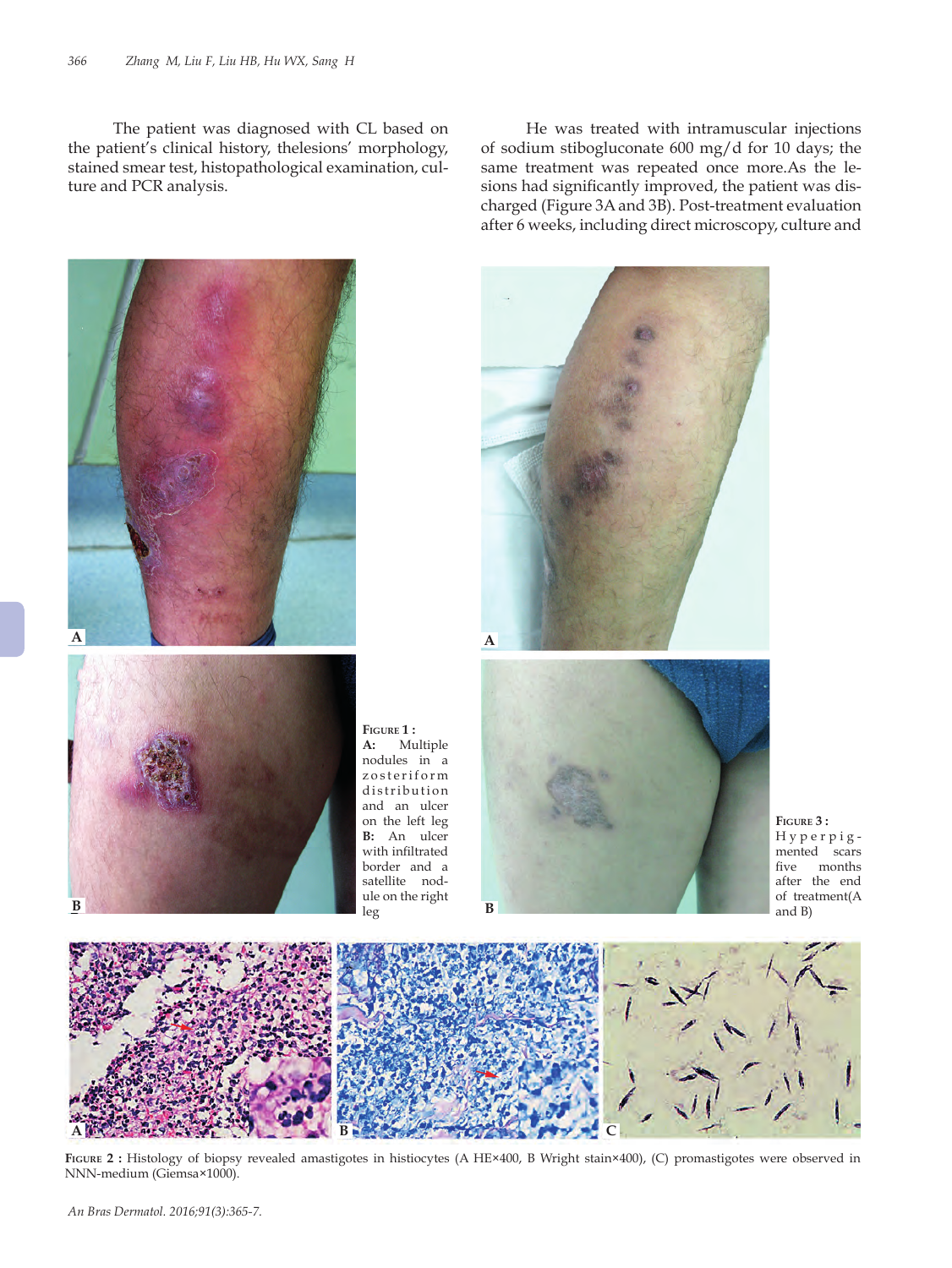The patient was diagnosed with CL based on the patient's clinical history, thelesions' morphology, stained smear test, histopathological examination, culture and PCR analysis.

He was treated with intramuscular injections of sodium stibogluconate 600 mg/d for 10 days; the same treatment was repeated once more.As the lesions had significantly improved, the patient was discharged (Figure 3A and 3B). Post-treatment evaluation after 6 weeks, including direct microscopy, culture and

**Figure 1 :** **A:** Multiple nodules in a zosteriform distribution and an ulcer on the left leg **B:** An ulcer with infiltrated border and a satellite nodule on the right leg

**Figure 3 :** Hyperpigmented scars five months after the end of treatment(A and B)

**Figure 2 :** Histology of biopsy revealed amastigotes in histiocytes (A HE×400, B Wright stain×400), (C) promastigotes were observed in NNN-medium (Giemsa×1000).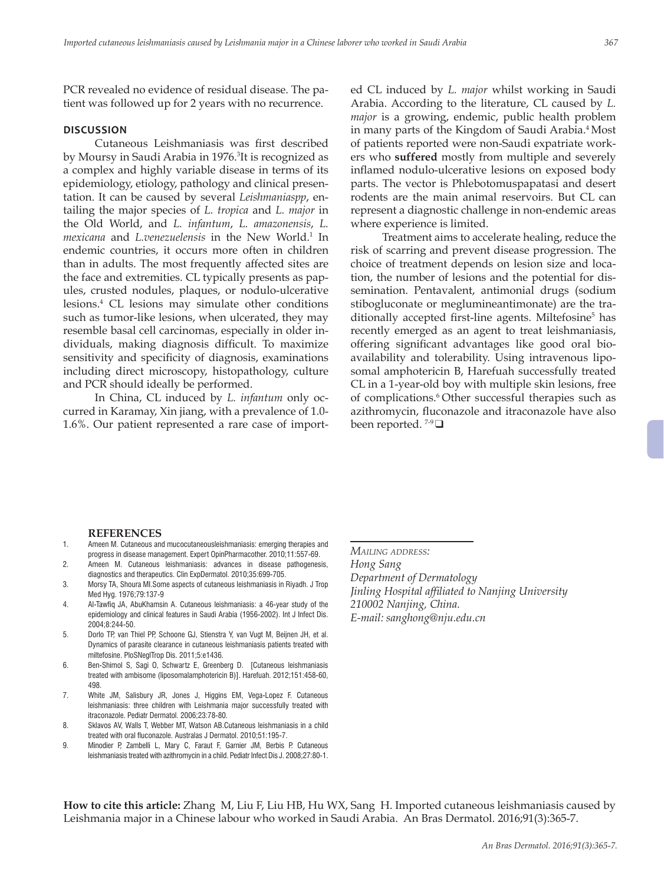PCR revealed no evidence of residual disease. The patient was followed up for 2 years with no recurrence.

## DISCUSSION

Cutaneous Leishmaniasis was first described by Moursy in Saudi Arabia in 1976.[3]It is recognized as a complex and highly variable disease in terms of its epidemiology, etiology, pathology and clinical presentation. It can be caused by several *Leishmaniaspp*, entailing the major species of *L. tropica* and *L. major* in the Old World, and *L. infantum*, *L. amazonensis*, *L. mexicana* and *L.venezuelensis* in the New World.[1] In endemic countries, it occurs more often in children than in adults. The most frequently affected sites are the face and extremities. CL typically presents as papules, crusted nodules, plaques, or nodulo-ulcerative lesions.[4] CL lesions may simulate other conditions such as tumor-like lesions, when ulcerated, they may resemble basal cell carcinomas, especially in older individuals, making diagnosis difficult. To maximize sensitivity and specificity of diagnosis, examinations including direct microscopy, histopathology, culture and PCR should ideally be performed.

In China, CL induced by *L. infantum* only occurred in Karamay, Xin jiang, with a prevalence of 1.0-1.6%. Our patient represented a rare case of imported CL induced by *L. major* whilst working in Saudi Arabia. According to the literature, CL caused by *L. major* is a growing, endemic, public health problem in many parts of the Kingdom of Saudi Arabia.[4] Most of patients reported were non-Saudi expatriate workers who **suffered** mostly from multiple and severely inflamed nodulo-ulcerative lesions on exposed body parts. The vector is Phlebotomuspapatasi and desert rodents are the main animal reservoirs. But CL can represent a diagnostic challenge in non-endemic areas where experience is limited.

Treatment aims to accelerate healing, reduce the risk of scarring and prevent disease progression. The choice of treatment depends on lesion size and location, the number of lesions and the potential for dissemination. Pentavalent, antimonial drugs (sodium stibogluconate or meglumineantimonate) are the traditionally accepted first-line agents. Miltefosine[5] has recently emerged as an agent to treat leishmaniasis, offering significant advantages like good oral bioavailability and tolerability. Using intravenous liposomal amphotericin B, Harefuah successfully treated CL in a 1-year-old boy with multiple skin lesions, free of complications.[6] Other successful therapies such as azithromycin, fluconazole and itraconazole have also been reported. [7-9] ❑

### REFERENCES

1. Ameen M. Cutaneous and mucocutaneousleishmaniasis: emerging therapies and progress in disease management. Expert OpinPharmacother. 2010;11:557-69.
2. Ameen M. Cutaneous leishmaniasis: advances in disease pathogenesis, diagnostics and therapeutics. Clin ExpDermatol. 2010;35:699-705.
3. Morsy TA, Shoura MI.Some aspects of cutaneous leishmaniasis in Riyadh. J Trop Med Hyg. 1976;79:137-9
4. Al-Tawfiq JA, AbuKhamsin A. Cutaneous leishmaniasis: a 46-year study of the epidemiology and clinical features in Saudi Arabia (1956-2002). Int J Infect Dis. 2004;8:244-50.
5. Dorlo TP, van Thiel PP, Schoone GJ, Stienstra Y, van Vugt M, Beijnen JH, et al. Dynamics of parasite clearance in cutaneous leishmaniasis patients treated with miltefosine. PloSNeglTrop Dis. 2011;5:e1436.
6. Ben-Shimol S, Sagi O, Schwartz E, Greenberg D. [Cutaneous leishmaniasis treated with ambisome (liposomalamphotericin B)]. Harefuah. 2012;151:458-60, 498.
7. White JM, Salisbury JR, Jones J, Higgins EM, Vega-Lopez F. Cutaneous leishmaniasis: three children with Leishmania major successfully treated with itraconazole. Pediatr Dermatol. 2006;23:78-80.
8. Sklavos AV, Walls T, Webber MT, Watson AB.Cutaneous leishmaniasis in a child treated with oral fluconazole. Australas J Dermatol. 2010;51:195-7.
9. Minodier P, Zambelli L, Mary C, Faraut F, Garnier JM, Berbis P. Cutaneous leishmaniasis treated with azithromycin in a child. Pediatr Infect Dis J. 2008;27:80-1.

*MAILING ADDRESS:*
*Hong Sang*
*Department of Dermatology*
*Jinling Hospital affiliated to Nanjing University*
*210002 Nanjing, China.*
*E-mail: sanghong@nju.edu.cn*

**How to cite this article:** Zhang M, Liu F, Liu HB, Hu WX, Sang H. Imported cutaneous leishmaniasis caused by Leishmania major in a Chinese labour who worked in Saudi Arabia. An Bras Dermatol. 2016;91(3):365-7.